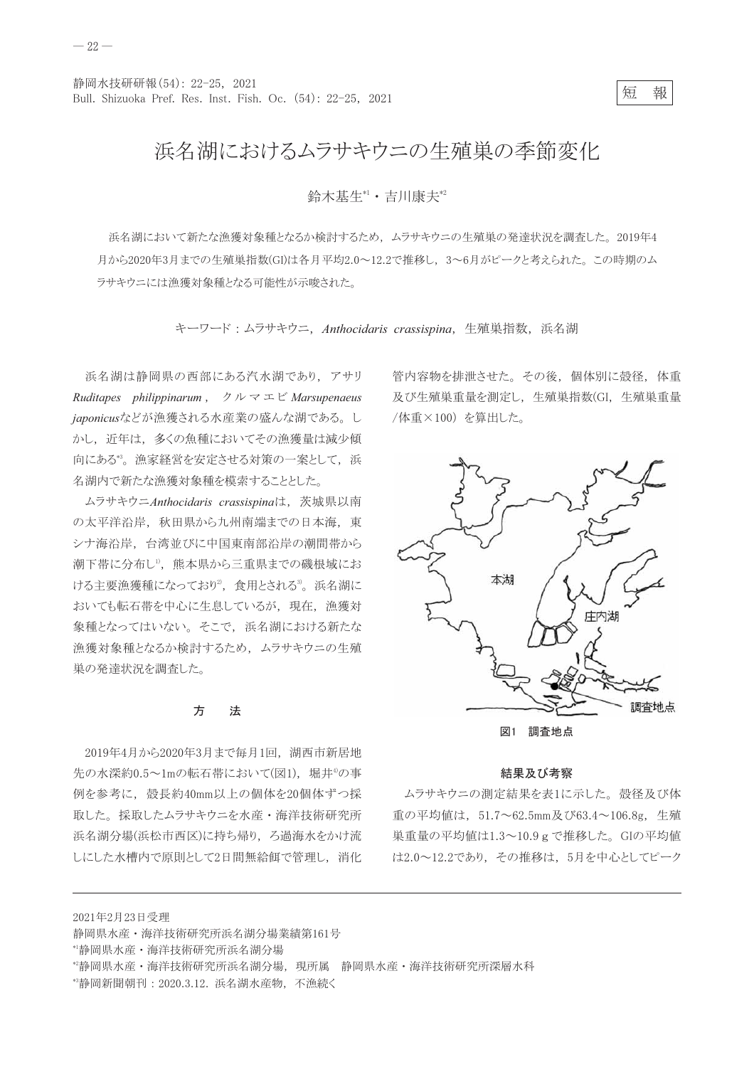短　報

# 浜名湖におけるムラサキウニの生殖巣の季節変化

鈴木基生[*1]・吉川康夫[*2]

浜名湖において新たな漁獲対象種となるか検討するため，ムラサキウニの生殖巣の発達状況を調査した。2019年4月から2020年3月までの生殖巣指数(GI)は各月平均2.0～12.2で推移し，3～6月がピークと考えられた。この時期のムラサキウニには漁獲対象種となる可能性が示唆された。

キーワード：ムラサキウニ，*Anthocidaris crassispina*，生殖巣指数，浜名湖

浜名湖は静岡県の西部にある汽水湖であり，アサリ *Ruditapes philippinarum*，クルマエビ *Marsupenaeus japonicus* などが漁獲される水産業の盛んな湖である。しかし，近年は，多くの魚種においてその漁獲量は減少傾向にある[*3]。漁家経営を安定させる対策の一案として，浜名湖内で新たな漁獲対象種を模索することとした。

ムラサキウニ *Anthocidaris crassispina* は，茨城県以南の太平洋沿岸，秋田県から九州南端までの日本海，東シナ海沿岸，台湾並びに中国東南部沿岸の潮間帯から潮下帯に分布し[1]，熊本県から三重県までの磯根域における主要漁獲種になっており[2]，食用とされる[3]。浜名湖においても転石帯を中心に生息しているが，現在，漁獲対象種となってはいない。そこで，浜名湖における新たな漁獲対象種となるか検討するため，ムラサキウニの生殖巣の発達状況を調査した。

## 方　法

2019年4月から2020年3月まで毎月1回，湖西市新居地先の水深約0.5～1mの転石帯において(図1)，堀井[4]の事例を参考に，殻長約40mm以上の個体を20個体ずつ採取した。採取したムラサキウニを水産・海洋技術研究所浜名湖分場(浜松市西区)に持ち帰り，ろ過海水をかけ流しにした水槽内で原則として2日間無給餌で管理し，消化管内容物を排泄させた。その後，個体別に殻径，体重及び生殖巣重量を測定し，生殖巣指数(GI，生殖巣重量/体重×100）を算出した。

本湖　庄内湖　調査地点

図1　調査地点

## 結果及び考察

ムラサキウニの測定結果を表1に示した。殻径及び体重の平均値は，51.7～62.5mm及び63.4～106.8g，生殖巣重量の平均値は1.3～10.9ｇで推移した。GIの平均値は2.0～12.2であり，その推移は，5月を中心としてピーク

---

2021年2月23日受理

静岡県水産・海洋技術研究所浜名湖分場業績第161号

[*1]静岡県水産・海洋技術研究所浜名湖分場

[*2]静岡県水産・海洋技術研究所浜名湖分場，現所属　静岡県水産・海洋技術研究所深層水科

[*3]静岡新聞朝刊：2020.3.12．浜名湖水産物，不漁続く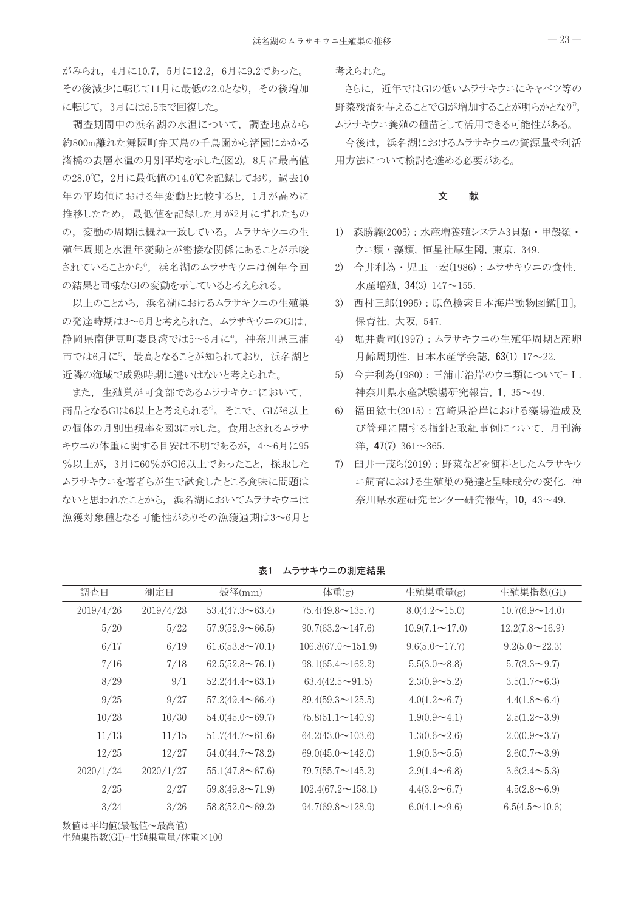がみられ，4月に10.7，5月に12.2，6月に9.2であった。その後減少に転じて11月に最低の2.0となり，その後増加に転じて，3月には6.5まで回復した。

調査期間中の浜名湖の水温について，調査地点から約800m離れた舞阪町弁天島の千鳥園から渚園にかかる渚橋の表層水温の月別平均を示した(図2)。8月に最高値の28.0℃，2月に最低値の14.0℃を記録しており，過去10年の平均値における年変動と比較すると，1月が高めに推移したため，最低値を記録した月が2月にずれたものの，変動の周期は概ね一致している。ムラサキウニの生殖年周期と水温年変動とが密接な関係にあることが示唆されていることから[4]，浜名湖のムラサキウニは例年今回の結果と同様なGIの変動を示していると考えられる。

以上のことから，浜名湖におけるムラサキウニの生殖巣の発達時期は3～6月と考えられた。ムラサキウニのGIは，静岡県南伊豆町妻良湾では5～6月に[4]，神奈川県三浦市では6月に[5]，最高となることが知られており，浜名湖と近隣の海域で成熟時期に違いはないと考えられた。

また，生殖巣が可食部であるムラサキウニにおいて，商品となるGIは6以上と考えられる[6]。そこで，GIが6以上の個体の月別出現率を図3に示した。食用とされるムラサキウニの体重に関する目安は不明であるが，4～6月に95%以上が，3月に60%がGI6以上であったこと，採取したムラサキウニを著者らが生で試食したところ食味に問題はないと思われたことから，浜名湖においてムラサキウニは漁獲対象種となる可能性がありその漁獲適期は3～6月と考えられた。

さらに，近年ではGIの低いムラサキウニにキャベツ等の野菜残渣を与えることでGIが増加することが明らかとなり[7]，ムラサキウニ養殖の種苗として活用できる可能性がある。

今後は，浜名湖におけるムラサキウニの資源量や利活用方法について検討を進める必要がある。

## 文　献

1) 森勝義(2005)：水産増養殖システム3貝類・甲殻類・ウニ類・藻類，恒星社厚生閣，東京，349.
2) 今井利為・児玉一宏(1986)：ムラサキウニの食性．水産増殖，**34**(3) 147～155.
3) 西村三郎(1995)：原色検索日本海岸動物図鑑[Ⅱ]，保育社，大阪，547.
4) 堀井貴司(1997)：ムラサキウニの生殖年周期と産卵月齢周期性．日本水産学会誌，**63**(1) 17～22.
5) 今井利為(1980)：三浦市沿岸のウニ類について－Ⅰ．神奈川県水産試験場研究報告，**1**，35～49.
6) 福田紘士(2015)：宮崎県沿岸における藻場造成及び管理に関する指針と取組事例について．月刊海洋，**47**(7) 361～365.
7) 臼井一茂ら(2019)：野菜などを餌料としたムラサキウニ飼育における生殖巣の発達と呈味成分の変化．神奈川県水産研究センター研究報告，**10**，43～49.

**表1　ムラサキウニの測定結果**

| 調査日 | 測定日 | 殻径(mm) | 体重(g) | 生殖巣重量(g) | 生殖巣指数(GI) |
|---|---|---|---|---|---|
| 2019/4/26 | 2019/4/28 | 53.4(47.3～63.4) | 75.4(49.8～135.7) | 8.0(4.2～15.0) | 10.7(6.9～14.0) |
| 5/20 | 5/22 | 57.9(52.9～66.5) | 90.7(63.2～147.6) | 10.9(7.1～17.0) | 12.2(7.8～16.9) |
| 6/17 | 6/19 | 61.6(53.8～70.1) | 106.8(67.0～151.9) | 9.6(5.0～17.7) | 9.2(5.0～22.3) |
| 7/16 | 7/18 | 62.5(52.8～76.1) | 98.1(65.4～162.2) | 5.5(3.0～8.8) | 5.7(3.3～9.7) |
| 8/29 | 9/1 | 52.2(44.4～63.1) | 63.4(42.5～91.5) | 2.3(0.9～5.2) | 3.5(1.7～6.3) |
| 9/25 | 9/27 | 57.2(49.4～66.4) | 89.4(59.3～125.5) | 4.0(1.2～6.7) | 4.4(1.8～6.4) |
| 10/28 | 10/30 | 54.0(45.0～69.7) | 75.8(51.1～140.9) | 1.9(0.9～4.1) | 2.5(1.2～3.9) |
| 11/13 | 11/15 | 51.7(44.7～61.6) | 64.2(43.0～103.6) | 1.3(0.6～2.6) | 2.0(0.9～3.7) |
| 12/25 | 12/27 | 54.0(44.7～78.2) | 69.0(45.0～142.0) | 1.9(0.3～5.5) | 2.6(0.7～3.9) |
| 2020/1/24 | 2020/1/27 | 55.1(47.8～67.6) | 79.7(55.7～145.2) | 2.9(1.4～6.8) | 3.6(2.4～5.3) |
| 2/25 | 2/27 | 59.8(49.8～71.9) | 102.4(67.2～158.1) | 4.4(3.2～6.7) | 4.5(2.8～6.9) |
| 3/24 | 3/26 | 58.8(52.0～69.2) | 94.7(69.8～128.9) | 6.0(4.1～9.6) | 6.5(4.5～10.6) |

数値は平均値(最低値～最高値)
生殖巣指数(GI)=生殖巣重量/体重×100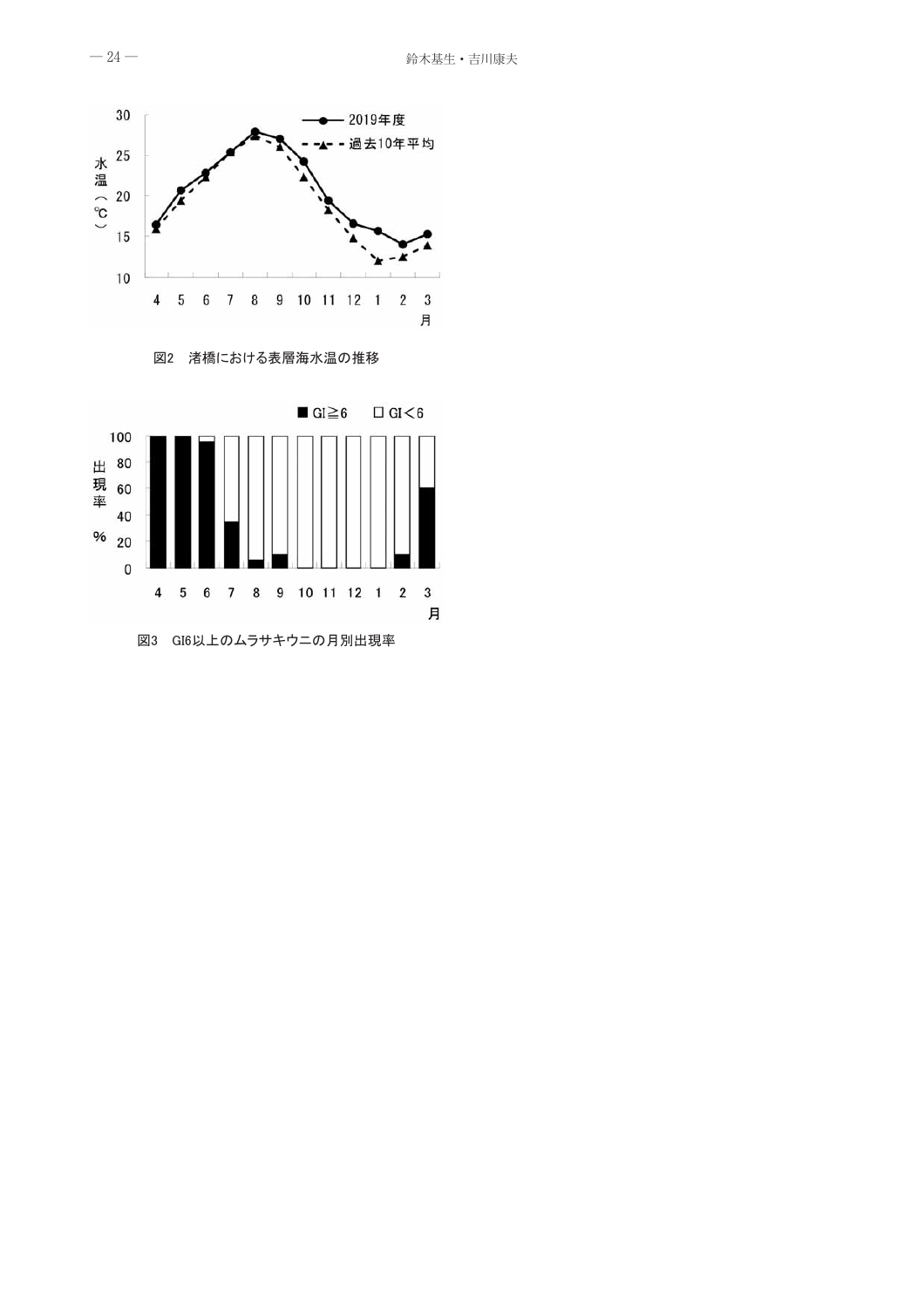図2　渚橋における表層海水温の推移

図3　GI6以上のムラサキウニの月別出現率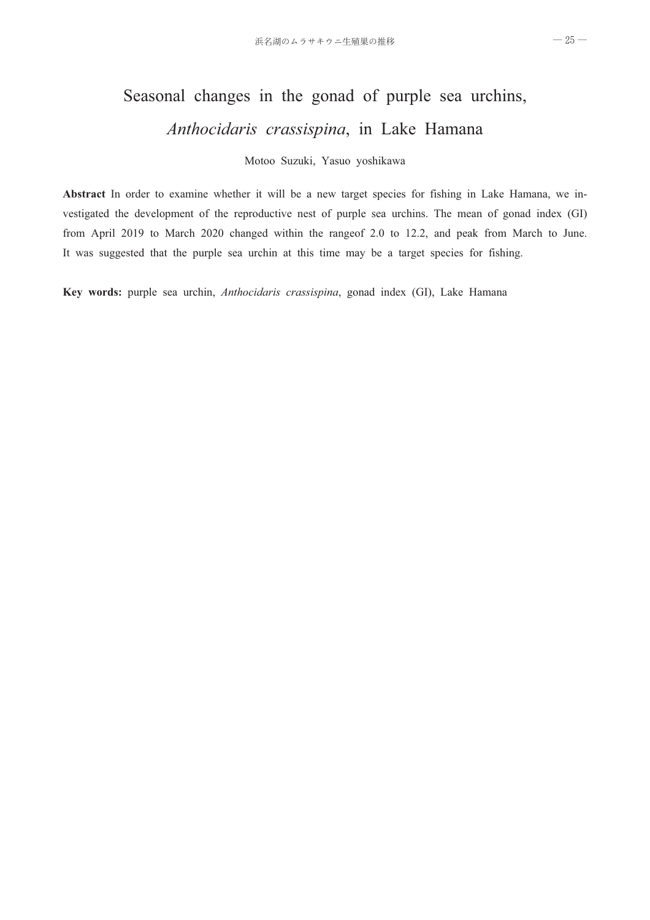# Seasonal changes in the gonad of purple sea urchins, *Anthocidaris crassispina*, in Lake Hamana

Motoo Suzuki, Yasuo yoshikawa

**Abstract** In order to examine whether it will be a new target species for fishing in Lake Hamana, we investigated the development of the reproductive nest of purple sea urchins. The mean of gonad index (GI) from April 2019 to March 2020 changed within the rangeof 2.0 to 12.2, and peak from March to June. It was suggested that the purple sea urchin at this time may be a target species for fishing.

**Key words:** purple sea urchin, *Anthocidaris crassispina*, gonad index (GI), Lake Hamana